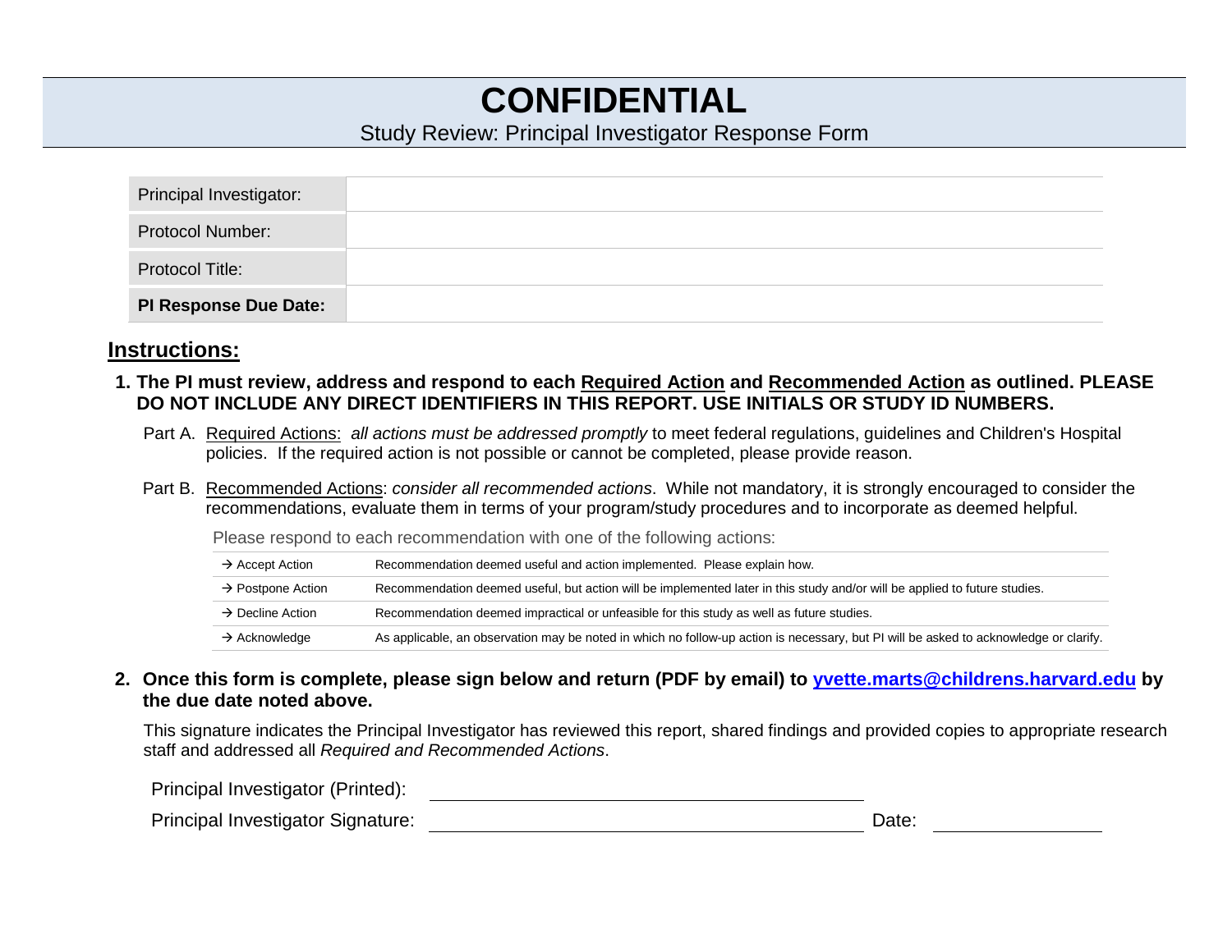# CONFIDENTIAL

Study Review: Principal Investigator Response Form

| Principal Investigator: | |
|---|---|
| Protocol Number: | |
| Protocol Title: | |
| **PI Response Due Date:** | |

## Instructions:

**1. The PI must review, address and respond to each Required Action and Recommended Action as outlined. PLEASE DO NOT INCLUDE ANY DIRECT IDENTIFIERS IN THIS REPORT. USE INITIALS OR STUDY ID NUMBERS.**

Part A. Required Actions: *all actions must be addressed promptly* to meet federal regulations, guidelines and Children's Hospital policies. If the required action is not possible or cannot be completed, please provide reason.

Part B. Recommended Actions: *consider all recommended actions*. While not mandatory, it is strongly encouraged to consider the recommendations, evaluate them in terms of your program/study procedures and to incorporate as deemed helpful.

Please respond to each recommendation with one of the following actions:

| | |
|---|---|
| → Accept Action | Recommendation deemed useful and action implemented. Please explain how. |
| → Postpone Action | Recommendation deemed useful, but action will be implemented later in this study and/or will be applied to future studies. |
| → Decline Action | Recommendation deemed impractical or unfeasible for this study as well as future studies. |
| → Acknowledge | As applicable, an observation may be noted in which no follow-up action is necessary, but PI will be asked to acknowledge or clarify. |

**2. Once this form is complete, please sign below and return (PDF by email) to yvette.marts@childrens.harvard.edu by the due date noted above.**

This signature indicates the Principal Investigator has reviewed this report, shared findings and provided copies to appropriate research staff and addressed all *Required and Recommended Actions*.

Principal Investigator (Printed): ______________________________

Principal Investigator Signature: ______________________________ Date: ______________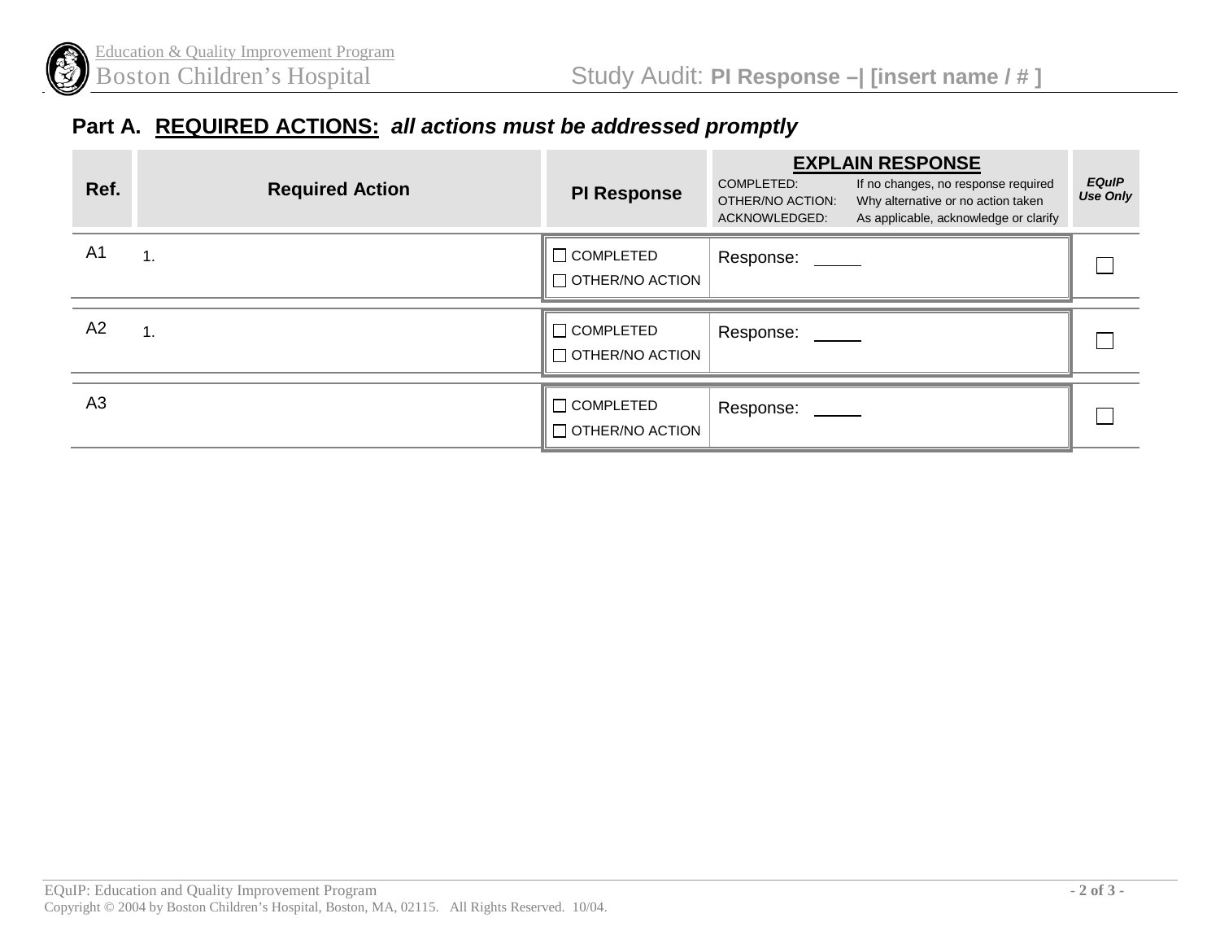## Part A. REQUIRED ACTIONS: *all actions must be addressed promptly*

| Ref. | Required Action | PI Response | EXPLAIN RESPONSE<br>COMPLETED: If no changes, no response required<br>OTHER/NO ACTION: Why alternative or no action taken<br>ACKNOWLEDGED: As applicable, acknowledge or clarify | *EQuIP Use Only* |
|---|---|---|---|---|
| A1 | 1. | ☐ COMPLETED<br>☐ OTHER/NO ACTION | Response: _____ | ☐ |
| A2 | 1. | ☐ COMPLETED<br>☐ OTHER/NO ACTION | Response: _____ | ☐ |
| A3 | | ☐ COMPLETED<br>☐ OTHER/NO ACTION | Response: _____ | ☐ |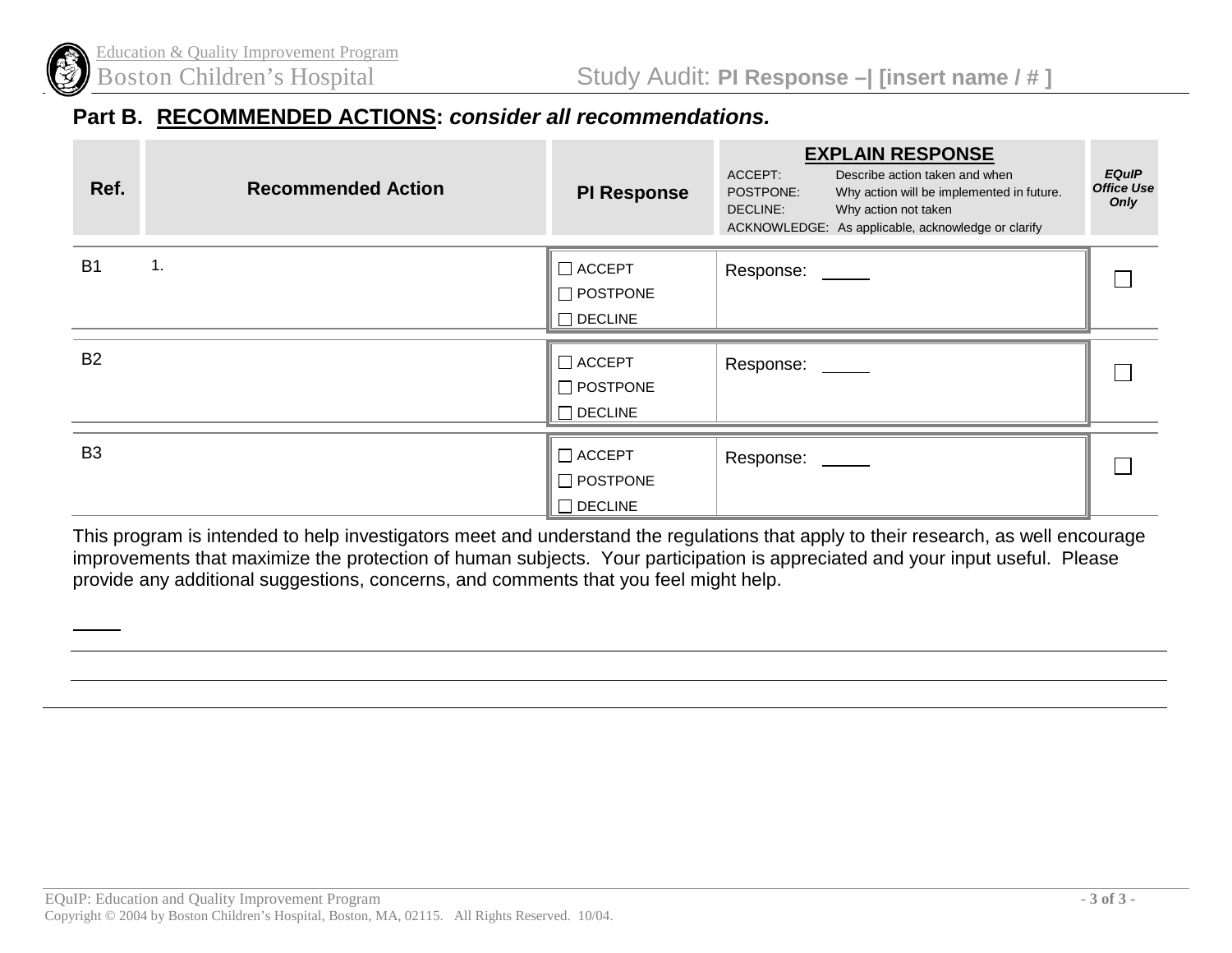## Part B. RECOMMENDED ACTIONS: *consider all recommendations.*

| Ref. | Recommended Action | PI Response | EXPLAIN RESPONSE<br>ACCEPT: Describe action taken and when<br>POSTPONE: Why action will be implemented in future.<br>DECLINE: Why action not taken<br>ACKNOWLEDGE: As applicable, acknowledge or clarify | *EQuIP Office Use Only* |
|---|---|---|---|---|
| B1 | 1. | ☐ ACCEPT<br>☐ POSTPONE<br>☐ DECLINE | Response: _____ | ☐ |
| B2 | | ☐ ACCEPT<br>☐ POSTPONE<br>☐ DECLINE | Response: _____ | ☐ |
| B3 | | ☐ ACCEPT<br>☐ POSTPONE<br>☐ DECLINE | Response: _____ | ☐ |

This program is intended to help investigators meet and understand the regulations that apply to their research, as well encourage improvements that maximize the protection of human subjects. Your participation is appreciated and your input useful. Please provide any additional suggestions, concerns, and comments that you feel might help.

_____